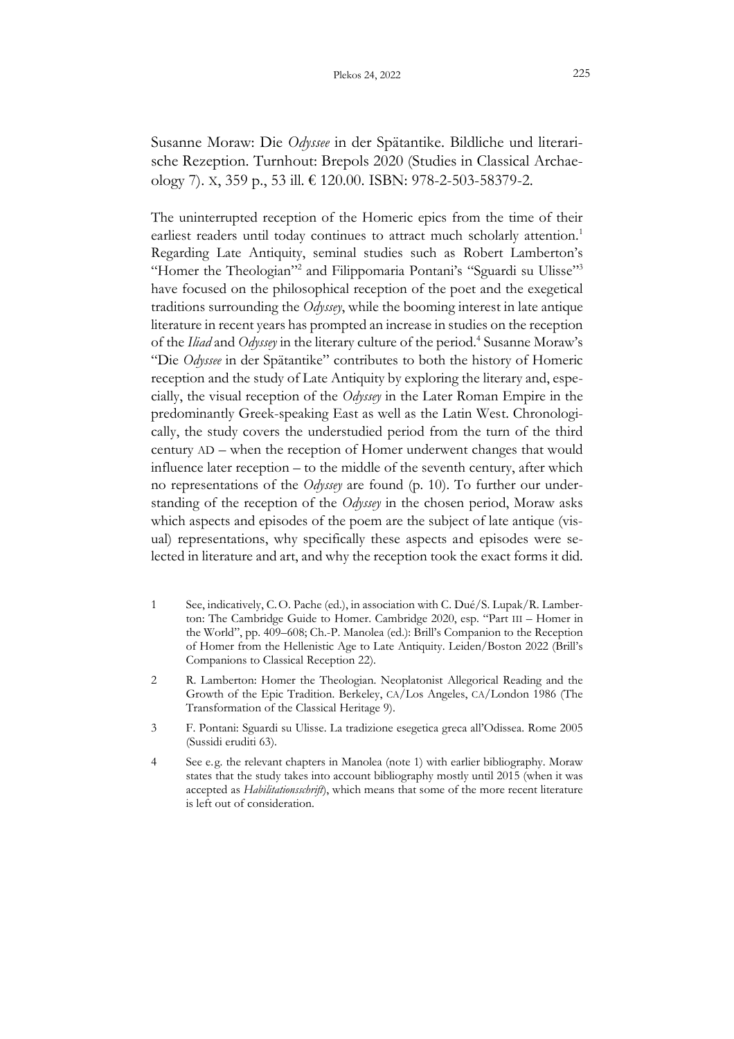Susanne Moraw: Die *Odyssee* in der Spätantike. Bildliche und literarische Rezeption. Turnhout: Brepols 2020 (Studies in Classical Archaeology 7). X, 359 p., 53 ill. € 120.00. ISBN: 978-2-503-58379-2.

The uninterrupted reception of the Homeric epics from the time of their earliest readers until today continues to attract much scholarly attention.[1] Regarding Late Antiquity, seminal studies such as Robert Lamberton's "Homer the Theologian"[2] and Filippomaria Pontani's "Sguardi su Ulisse"[3] have focused on the philosophical reception of the poet and the exegetical traditions surrounding the *Odyssey*, while the booming interest in late antique literature in recent years has prompted an increase in studies on the reception of the *Iliad* and *Odyssey* in the literary culture of the period.[4] Susanne Moraw's "Die *Odyssee* in der Spätantike" contributes to both the history of Homeric reception and the study of Late Antiquity by exploring the literary and, especially, the visual reception of the *Odyssey* in the Later Roman Empire in the predominantly Greek-speaking East as well as the Latin West. Chronologically, the study covers the understudied period from the turn of the third century AD – when the reception of Homer underwent changes that would influence later reception – to the middle of the seventh century, after which no representations of the *Odyssey* are found (p. 10). To further our understanding of the reception of the *Odyssey* in the chosen period, Moraw asks which aspects and episodes of the poem are the subject of late antique (visual) representations, why specifically these aspects and episodes were selected in literature and art, and why the reception took the exact forms it did.

1 See, indicatively, C. O. Pache (ed.), in association with C. Dué/S. Lupak/R. Lamberton: The Cambridge Guide to Homer. Cambridge 2020, esp. "Part III – Homer in the World", pp. 409–608; Ch.-P. Manolea (ed.): Brill's Companion to the Reception of Homer from the Hellenistic Age to Late Antiquity. Leiden/Boston 2022 (Brill's Companions to Classical Reception 22).

2 R. Lamberton: Homer the Theologian. Neoplatonist Allegorical Reading and the Growth of the Epic Tradition. Berkeley, CA/Los Angeles, CA/London 1986 (The Transformation of the Classical Heritage 9).

3 F. Pontani: Sguardi su Ulisse. La tradizione esegetica greca all'Odissea. Rome 2005 (Sussidi eruditi 63).

4 See e.g. the relevant chapters in Manolea (note 1) with earlier bibliography. Moraw states that the study takes into account bibliography mostly until 2015 (when it was accepted as *Habilitationsschrift*), which means that some of the more recent literature is left out of consideration.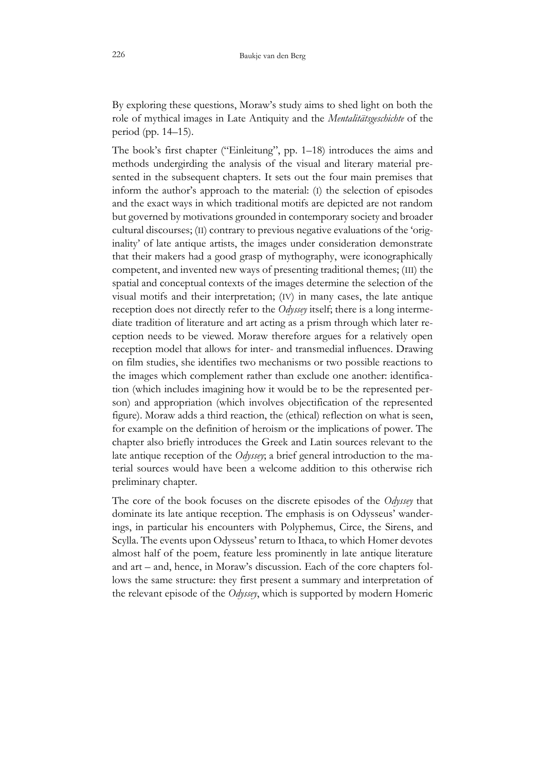By exploring these questions, Moraw's study aims to shed light on both the role of mythical images in Late Antiquity and the *Mentalitätsgeschichte* of the period (pp. 14–15).

The book's first chapter ("Einleitung", pp. 1–18) introduces the aims and methods undergirding the analysis of the visual and literary material presented in the subsequent chapters. It sets out the four main premises that inform the author's approach to the material: (I) the selection of episodes and the exact ways in which traditional motifs are depicted are not random but governed by motivations grounded in contemporary society and broader cultural discourses; (II) contrary to previous negative evaluations of the 'originality' of late antique artists, the images under consideration demonstrate that their makers had a good grasp of mythography, were iconographically competent, and invented new ways of presenting traditional themes; (III) the spatial and conceptual contexts of the images determine the selection of the visual motifs and their interpretation; (IV) in many cases, the late antique reception does not directly refer to the *Odyssey* itself; there is a long intermediate tradition of literature and art acting as a prism through which later reception needs to be viewed. Moraw therefore argues for a relatively open reception model that allows for inter- and transmedial influences. Drawing on film studies, she identifies two mechanisms or two possible reactions to the images which complement rather than exclude one another: identification (which includes imagining how it would be to be the represented person) and appropriation (which involves objectification of the represented figure). Moraw adds a third reaction, the (ethical) reflection on what is seen, for example on the definition of heroism or the implications of power. The chapter also briefly introduces the Greek and Latin sources relevant to the late antique reception of the *Odyssey*; a brief general introduction to the material sources would have been a welcome addition to this otherwise rich preliminary chapter.

The core of the book focuses on the discrete episodes of the *Odyssey* that dominate its late antique reception. The emphasis is on Odysseus' wanderings, in particular his encounters with Polyphemus, Circe, the Sirens, and Scylla. The events upon Odysseus' return to Ithaca, to which Homer devotes almost half of the poem, feature less prominently in late antique literature and art – and, hence, in Moraw's discussion. Each of the core chapters follows the same structure: they first present a summary and interpretation of the relevant episode of the *Odyssey*, which is supported by modern Homeric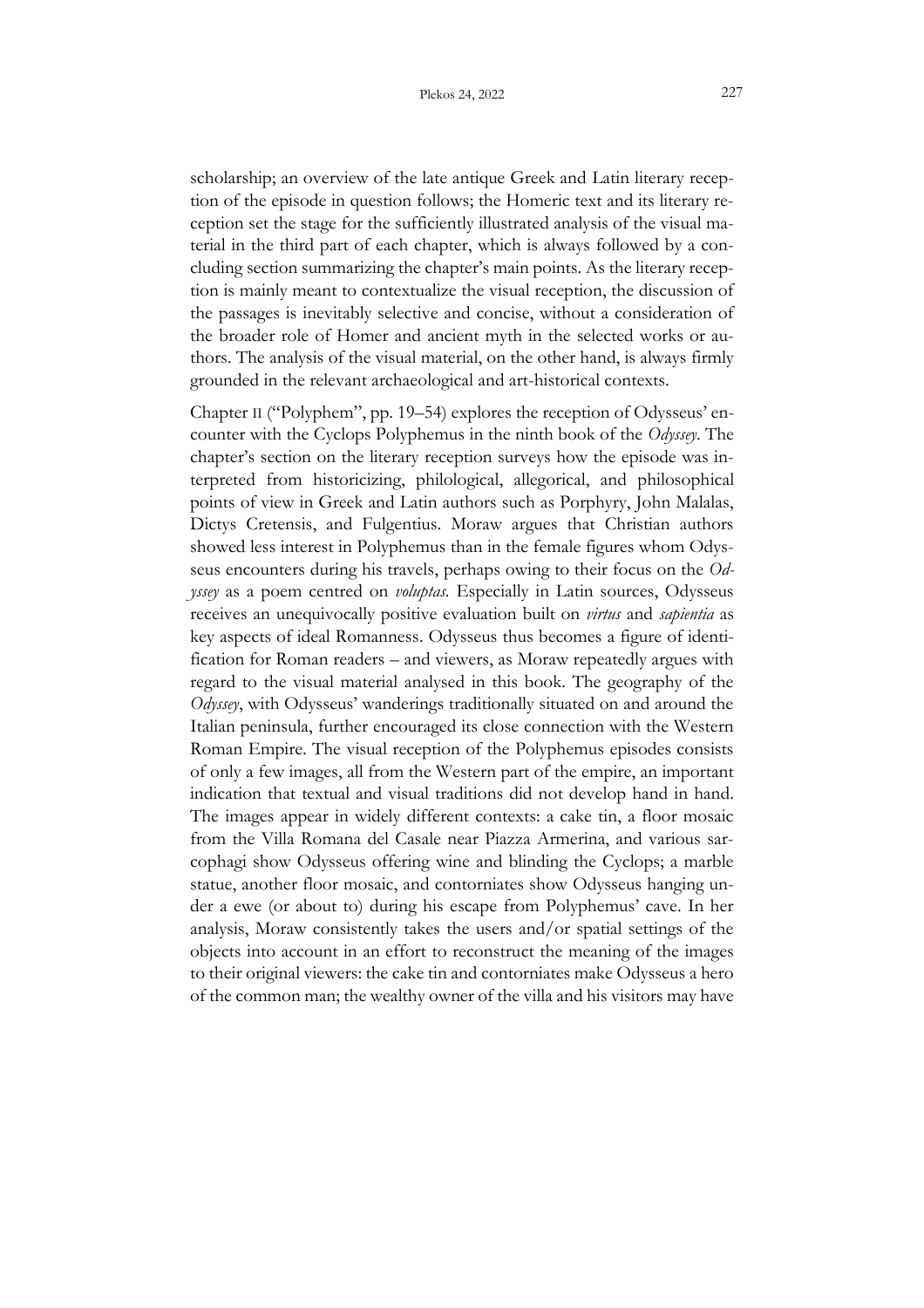scholarship; an overview of the late antique Greek and Latin literary reception of the episode in question follows; the Homeric text and its literary reception set the stage for the sufficiently illustrated analysis of the visual material in the third part of each chapter, which is always followed by a concluding section summarizing the chapter's main points. As the literary reception is mainly meant to contextualize the visual reception, the discussion of the passages is inevitably selective and concise, without a consideration of the broader role of Homer and ancient myth in the selected works or authors. The analysis of the visual material, on the other hand, is always firmly grounded in the relevant archaeological and art-historical contexts.

Chapter II ("Polyphem", pp. 19–54) explores the reception of Odysseus' encounter with the Cyclops Polyphemus in the ninth book of the *Odyssey*. The chapter's section on the literary reception surveys how the episode was interpreted from historicizing, philological, allegorical, and philosophical points of view in Greek and Latin authors such as Porphyry, John Malalas, Dictys Cretensis, and Fulgentius. Moraw argues that Christian authors showed less interest in Polyphemus than in the female figures whom Odysseus encounters during his travels, perhaps owing to their focus on the *Odyssey* as a poem centred on *voluptas.* Especially in Latin sources, Odysseus receives an unequivocally positive evaluation built on *virtus* and *sapientia* as key aspects of ideal Romanness. Odysseus thus becomes a figure of identification for Roman readers – and viewers, as Moraw repeatedly argues with regard to the visual material analysed in this book. The geography of the *Odyssey*, with Odysseus' wanderings traditionally situated on and around the Italian peninsula, further encouraged its close connection with the Western Roman Empire. The visual reception of the Polyphemus episodes consists of only a few images, all from the Western part of the empire, an important indication that textual and visual traditions did not develop hand in hand. The images appear in widely different contexts: a cake tin, a floor mosaic from the Villa Romana del Casale near Piazza Armerina, and various sarcophagi show Odysseus offering wine and blinding the Cyclops; a marble statue, another floor mosaic, and contorniates show Odysseus hanging under a ewe (or about to) during his escape from Polyphemus' cave. In her analysis, Moraw consistently takes the users and/or spatial settings of the objects into account in an effort to reconstruct the meaning of the images to their original viewers: the cake tin and contorniates make Odysseus a hero of the common man; the wealthy owner of the villa and his visitors may have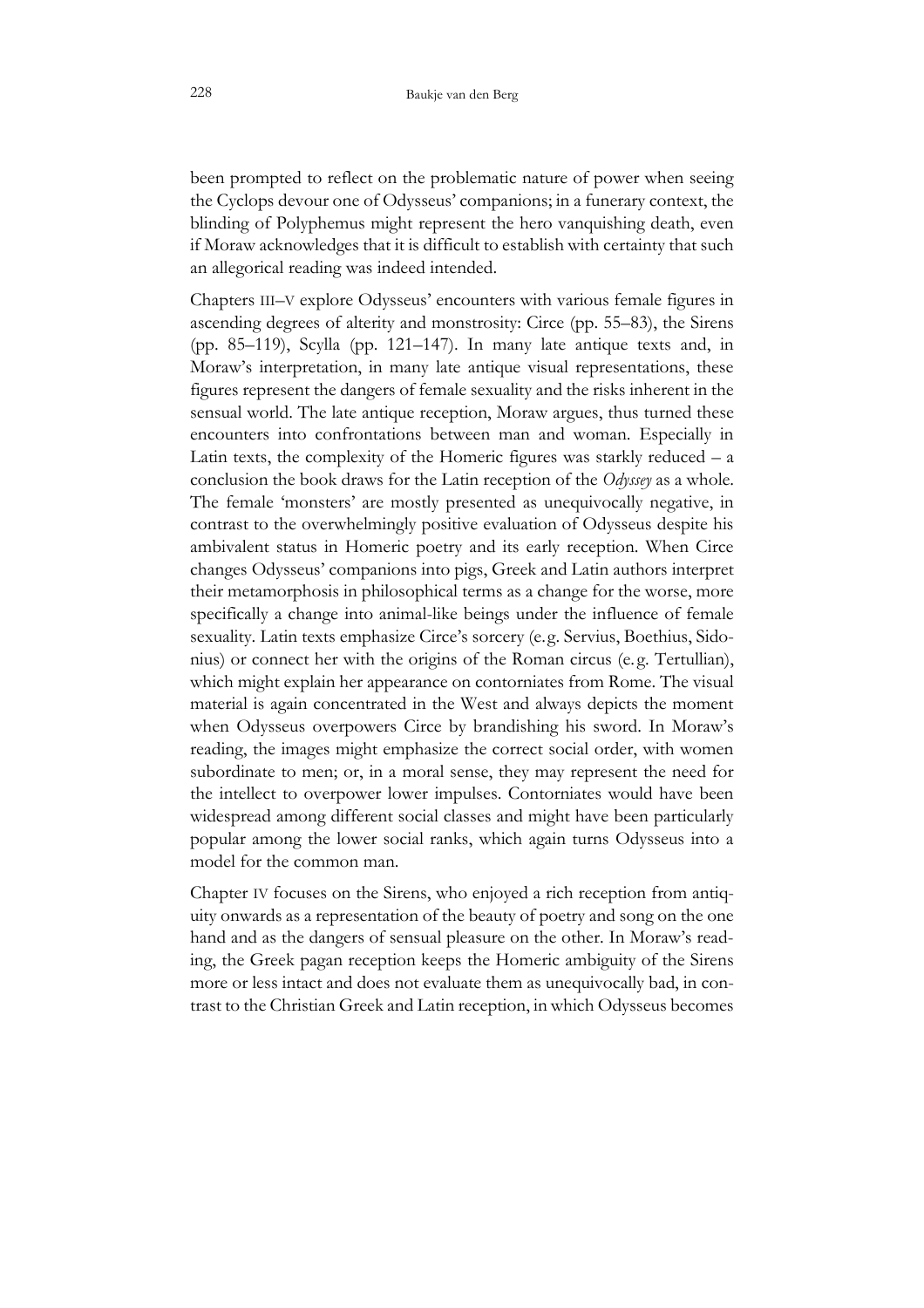been prompted to reflect on the problematic nature of power when seeing the Cyclops devour one of Odysseus' companions; in a funerary context, the blinding of Polyphemus might represent the hero vanquishing death, even if Moraw acknowledges that it is difficult to establish with certainty that such an allegorical reading was indeed intended.

Chapters III–V explore Odysseus' encounters with various female figures in ascending degrees of alterity and monstrosity: Circe (pp. 55–83), the Sirens (pp. 85–119), Scylla (pp. 121–147). In many late antique texts and, in Moraw's interpretation, in many late antique visual representations, these figures represent the dangers of female sexuality and the risks inherent in the sensual world. The late antique reception, Moraw argues, thus turned these encounters into confrontations between man and woman. Especially in Latin texts, the complexity of the Homeric figures was starkly reduced – a conclusion the book draws for the Latin reception of the *Odyssey* as a whole. The female 'monsters' are mostly presented as unequivocally negative, in contrast to the overwhelmingly positive evaluation of Odysseus despite his ambivalent status in Homeric poetry and its early reception. When Circe changes Odysseus' companions into pigs, Greek and Latin authors interpret their metamorphosis in philosophical terms as a change for the worse, more specifically a change into animal-like beings under the influence of female sexuality. Latin texts emphasize Circe's sorcery (e.g. Servius, Boethius, Sidonius) or connect her with the origins of the Roman circus (e.g. Tertullian), which might explain her appearance on contorniates from Rome. The visual material is again concentrated in the West and always depicts the moment when Odysseus overpowers Circe by brandishing his sword. In Moraw's reading, the images might emphasize the correct social order, with women subordinate to men; or, in a moral sense, they may represent the need for the intellect to overpower lower impulses. Contorniates would have been widespread among different social classes and might have been particularly popular among the lower social ranks, which again turns Odysseus into a model for the common man.

Chapter IV focuses on the Sirens, who enjoyed a rich reception from antiquity onwards as a representation of the beauty of poetry and song on the one hand and as the dangers of sensual pleasure on the other. In Moraw's reading, the Greek pagan reception keeps the Homeric ambiguity of the Sirens more or less intact and does not evaluate them as unequivocally bad, in contrast to the Christian Greek and Latin reception, in which Odysseus becomes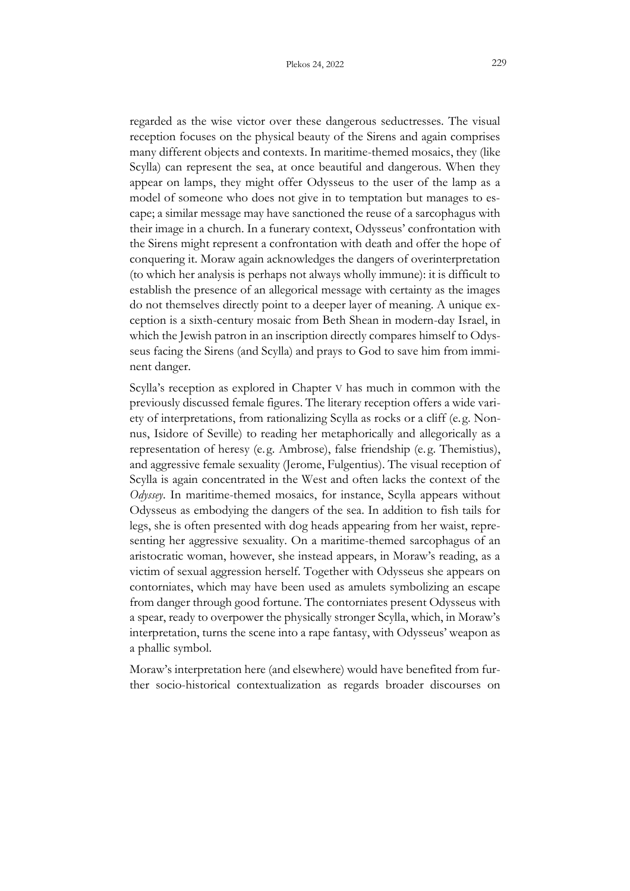regarded as the wise victor over these dangerous seductresses. The visual reception focuses on the physical beauty of the Sirens and again comprises many different objects and contexts. In maritime-themed mosaics, they (like Scylla) can represent the sea, at once beautiful and dangerous. When they appear on lamps, they might offer Odysseus to the user of the lamp as a model of someone who does not give in to temptation but manages to escape; a similar message may have sanctioned the reuse of a sarcophagus with their image in a church. In a funerary context, Odysseus' confrontation with the Sirens might represent a confrontation with death and offer the hope of conquering it. Moraw again acknowledges the dangers of overinterpretation (to which her analysis is perhaps not always wholly immune): it is difficult to establish the presence of an allegorical message with certainty as the images do not themselves directly point to a deeper layer of meaning. A unique exception is a sixth-century mosaic from Beth Shean in modern-day Israel, in which the Jewish patron in an inscription directly compares himself to Odysseus facing the Sirens (and Scylla) and prays to God to save him from imminent danger.

Scylla's reception as explored in Chapter V has much in common with the previously discussed female figures. The literary reception offers a wide variety of interpretations, from rationalizing Scylla as rocks or a cliff (e.g. Nonnus, Isidore of Seville) to reading her metaphorically and allegorically as a representation of heresy (e.g. Ambrose), false friendship (e.g. Themistius), and aggressive female sexuality (Jerome, Fulgentius). The visual reception of Scylla is again concentrated in the West and often lacks the context of the *Odyssey*. In maritime-themed mosaics, for instance, Scylla appears without Odysseus as embodying the dangers of the sea. In addition to fish tails for legs, she is often presented with dog heads appearing from her waist, representing her aggressive sexuality. On a maritime-themed sarcophagus of an aristocratic woman, however, she instead appears, in Moraw's reading, as a victim of sexual aggression herself. Together with Odysseus she appears on contorniates, which may have been used as amulets symbolizing an escape from danger through good fortune. The contorniates present Odysseus with a spear, ready to overpower the physically stronger Scylla, which, in Moraw's interpretation, turns the scene into a rape fantasy, with Odysseus' weapon as a phallic symbol.

Moraw's interpretation here (and elsewhere) would have benefited from further socio-historical contextualization as regards broader discourses on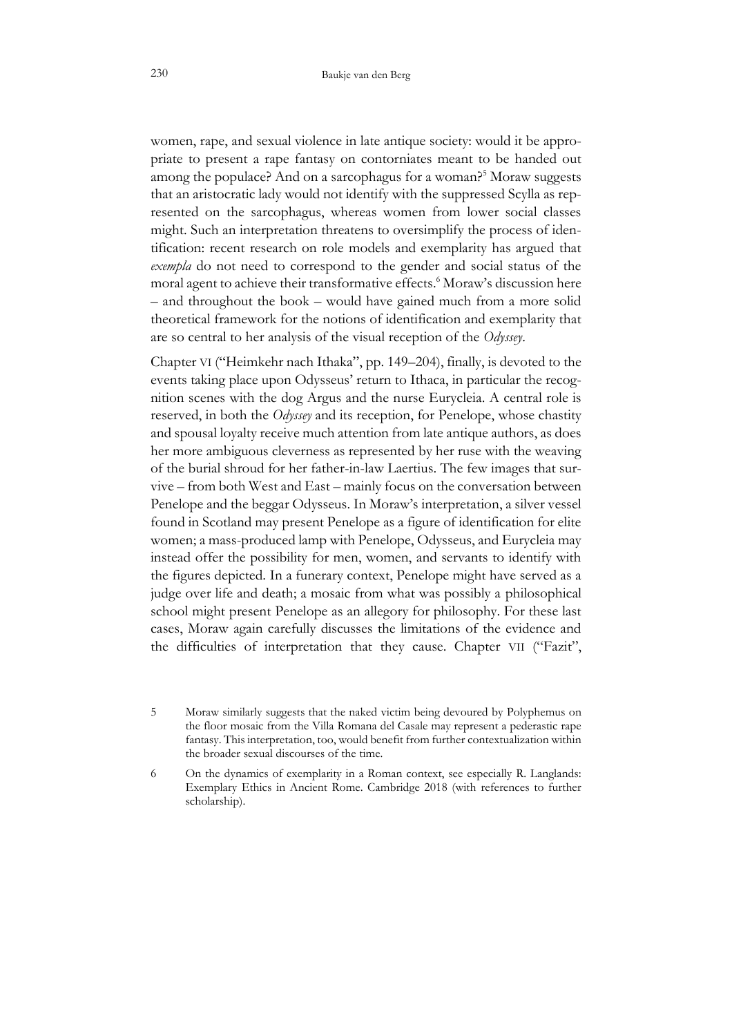women, rape, and sexual violence in late antique society: would it be appropriate to present a rape fantasy on contorniates meant to be handed out among the populace? And on a sarcophagus for a woman?[5] Moraw suggests that an aristocratic lady would not identify with the suppressed Scylla as represented on the sarcophagus, whereas women from lower social classes might. Such an interpretation threatens to oversimplify the process of identification: recent research on role models and exemplarity has argued that *exempla* do not need to correspond to the gender and social status of the moral agent to achieve their transformative effects.[6] Moraw's discussion here – and throughout the book – would have gained much from a more solid theoretical framework for the notions of identification and exemplarity that are so central to her analysis of the visual reception of the *Odyssey*.

Chapter VI ("Heimkehr nach Ithaka", pp. 149–204), finally, is devoted to the events taking place upon Odysseus' return to Ithaca, in particular the recognition scenes with the dog Argus and the nurse Eurycleia. A central role is reserved, in both the *Odyssey* and its reception, for Penelope, whose chastity and spousal loyalty receive much attention from late antique authors, as does her more ambiguous cleverness as represented by her ruse with the weaving of the burial shroud for her father-in-law Laertius. The few images that survive – from both West and East – mainly focus on the conversation between Penelope and the beggar Odysseus. In Moraw's interpretation, a silver vessel found in Scotland may present Penelope as a figure of identification for elite women; a mass-produced lamp with Penelope, Odysseus, and Eurycleia may instead offer the possibility for men, women, and servants to identify with the figures depicted. In a funerary context, Penelope might have served as a judge over life and death; a mosaic from what was possibly a philosophical school might present Penelope as an allegory for philosophy. For these last cases, Moraw again carefully discusses the limitations of the evidence and the difficulties of interpretation that they cause. Chapter VII ("Fazit",

5 Moraw similarly suggests that the naked victim being devoured by Polyphemus on the floor mosaic from the Villa Romana del Casale may represent a pederastic rape fantasy. This interpretation, too, would benefit from further contextualization within the broader sexual discourses of the time.

6 On the dynamics of exemplarity in a Roman context, see especially R. Langlands: Exemplary Ethics in Ancient Rome. Cambridge 2018 (with references to further scholarship).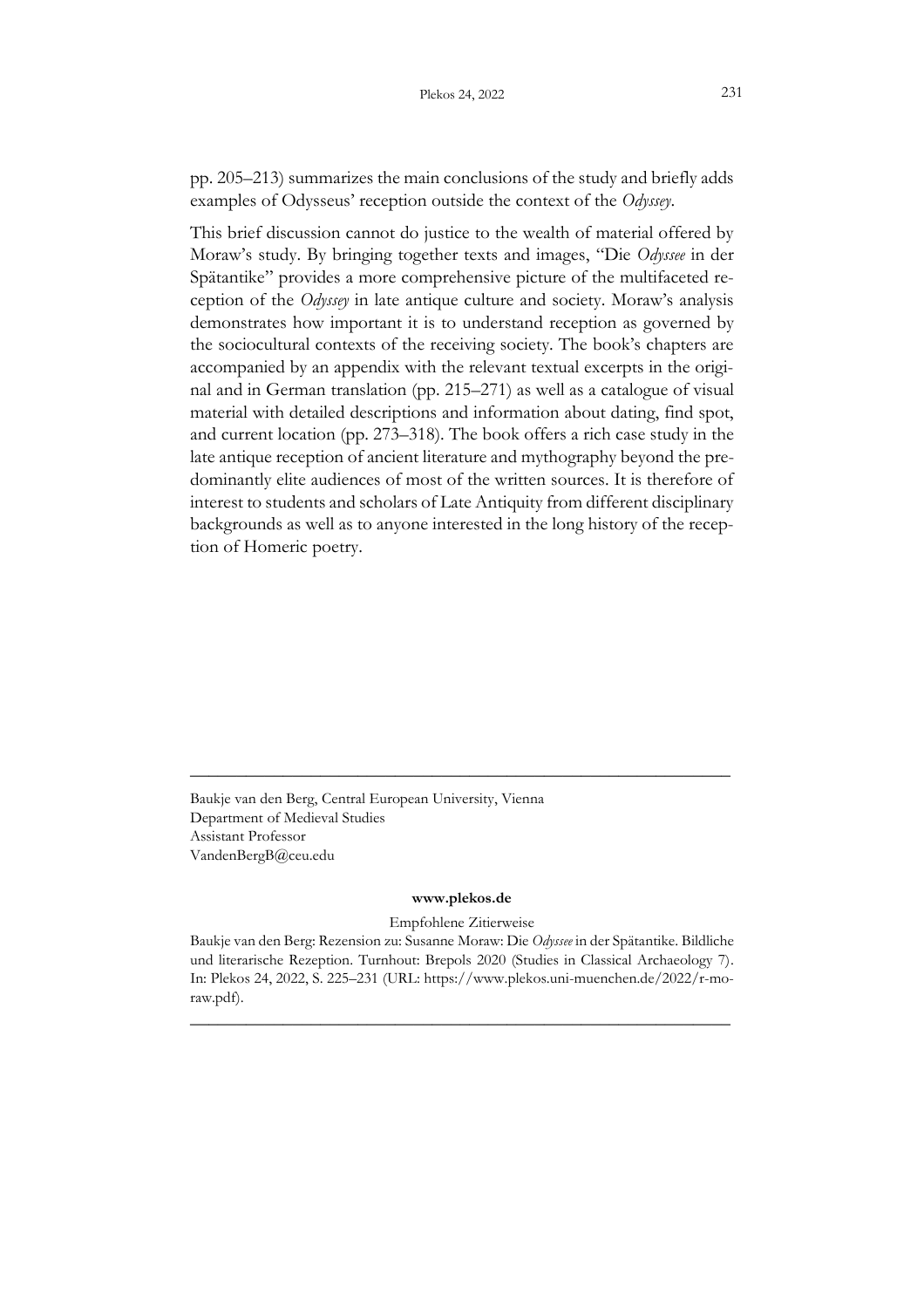pp. 205–213) summarizes the main conclusions of the study and briefly adds examples of Odysseus' reception outside the context of the *Odyssey*.

This brief discussion cannot do justice to the wealth of material offered by Moraw's study. By bringing together texts and images, "Die *Odyssee* in der Spätantike" provides a more comprehensive picture of the multifaceted reception of the *Odyssey* in late antique culture and society. Moraw's analysis demonstrates how important it is to understand reception as governed by the sociocultural contexts of the receiving society. The book's chapters are accompanied by an appendix with the relevant textual excerpts in the original and in German translation (pp. 215–271) as well as a catalogue of visual material with detailed descriptions and information about dating, find spot, and current location (pp. 273–318). The book offers a rich case study in the late antique reception of ancient literature and mythography beyond the predominantly elite audiences of most of the written sources. It is therefore of interest to students and scholars of Late Antiquity from different disciplinary backgrounds as well as to anyone interested in the long history of the reception of Homeric poetry.

---

Baukje van den Berg, Central European University, Vienna
Department of Medieval Studies
Assistant Professor
VandenBergB@ceu.edu

**www.plekos.de**

Empfohlene Zitierweise

Baukje van den Berg: Rezension zu: Susanne Moraw: Die *Odyssee* in der Spätantike. Bildliche und literarische Rezeption. Turnhout: Brepols 2020 (Studies in Classical Archaeology 7). In: Plekos 24, 2022, S. 225–231 (URL: https://www.plekos.uni-muenchen.de/2022/r-moraw.pdf).

---